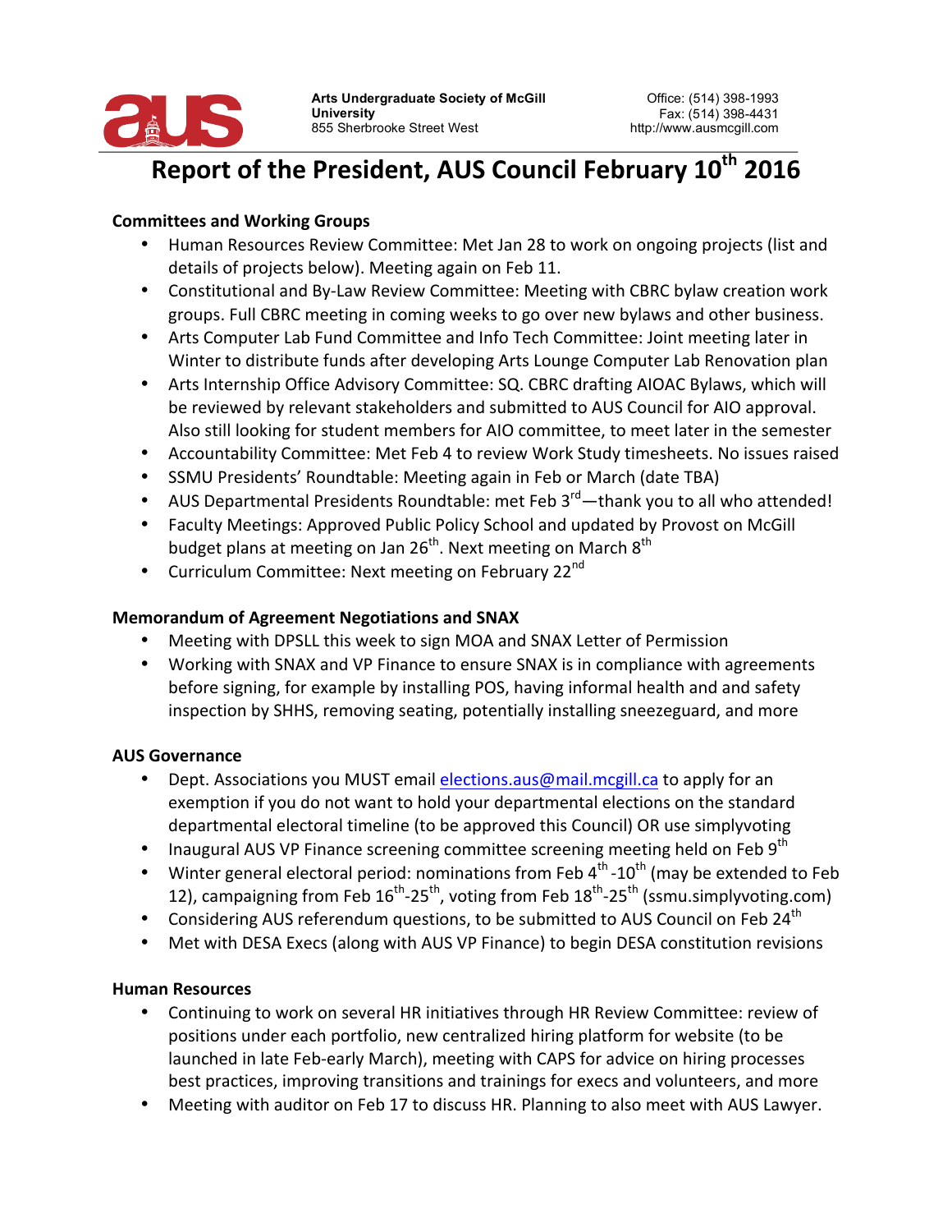Arts Undergraduate Society of McGill University
855 Sherbrooke Street West

Office: (514) 398-1993
Fax: (514) 398-4431
http://www.ausmcgill.com

# Report of the President, AUS Council February 10th 2016

### Committees and Working Groups

- Human Resources Review Committee: Met Jan 28 to work on ongoing projects (list and details of projects below). Meeting again on Feb 11.
- Constitutional and By-Law Review Committee: Meeting with CBRC bylaw creation work groups. Full CBRC meeting in coming weeks to go over new bylaws and other business.
- Arts Computer Lab Fund Committee and Info Tech Committee: Joint meeting later in Winter to distribute funds after developing Arts Lounge Computer Lab Renovation plan
- Arts Internship Office Advisory Committee: SQ. CBRC drafting AIOAC Bylaws, which will be reviewed by relevant stakeholders and submitted to AUS Council for AIO approval. Also still looking for student members for AIO committee, to meet later in the semester
- Accountability Committee: Met Feb 4 to review Work Study timesheets. No issues raised
- SSMU Presidents' Roundtable: Meeting again in Feb or March (date TBA)
- AUS Departmental Presidents Roundtable: met Feb 3rd—thank you to all who attended!
- Faculty Meetings: Approved Public Policy School and updated by Provost on McGill budget plans at meeting on Jan 26th. Next meeting on March 8th
- Curriculum Committee: Next meeting on February 22nd

### Memorandum of Agreement Negotiations and SNAX

- Meeting with DPSLL this week to sign MOA and SNAX Letter of Permission
- Working with SNAX and VP Finance to ensure SNAX is in compliance with agreements before signing, for example by installing POS, having informal health and and safety inspection by SHHS, removing seating, potentially installing sneezeguard, and more

### AUS Governance

- Dept. Associations you MUST email elections.aus@mail.mcgill.ca to apply for an exemption if you do not want to hold your departmental elections on the standard departmental electoral timeline (to be approved this Council) OR use simplyvoting
- Inaugural AUS VP Finance screening committee screening meeting held on Feb 9th
- Winter general electoral period: nominations from Feb 4th-10th (may be extended to Feb 12), campaigning from Feb 16th-25th, voting from Feb 18th-25th (ssmu.simplyvoting.com)
- Considering AUS referendum questions, to be submitted to AUS Council on Feb 24th
- Met with DESA Execs (along with AUS VP Finance) to begin DESA constitution revisions

### Human Resources

- Continuing to work on several HR initiatives through HR Review Committee: review of positions under each portfolio, new centralized hiring platform for website (to be launched in late Feb-early March), meeting with CAPS for advice on hiring processes best practices, improving transitions and trainings for execs and volunteers, and more
- Meeting with auditor on Feb 17 to discuss HR. Planning to also meet with AUS Lawyer.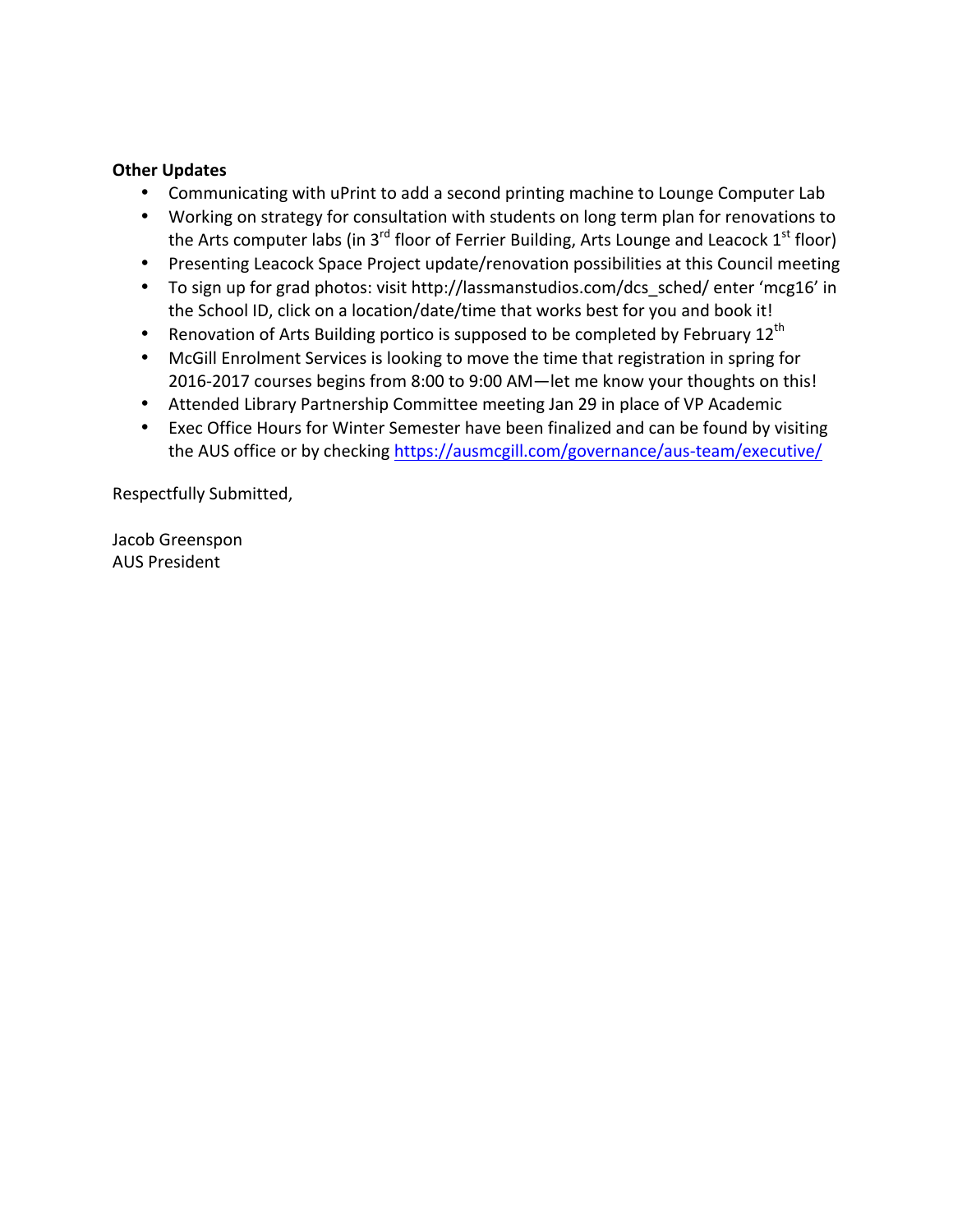**Other Updates**

- Communicating with uPrint to add a second printing machine to Lounge Computer Lab
- Working on strategy for consultation with students on long term plan for renovations to the Arts computer labs (in 3rd floor of Ferrier Building, Arts Lounge and Leacock 1st floor)
- Presenting Leacock Space Project update/renovation possibilities at this Council meeting
- To sign up for grad photos: visit http://lassmanstudios.com/dcs_sched/ enter 'mcg16' in the School ID, click on a location/date/time that works best for you and book it!
- Renovation of Arts Building portico is supposed to be completed by February 12th
- McGill Enrolment Services is looking to move the time that registration in spring for 2016-2017 courses begins from 8:00 to 9:00 AM—let me know your thoughts on this!
- Attended Library Partnership Committee meeting Jan 29 in place of VP Academic
- Exec Office Hours for Winter Semester have been finalized and can be found by visiting the AUS office or by checking https://ausmcgill.com/governance/aus-team/executive/

Respectfully Submitted,

Jacob Greenspon
AUS President